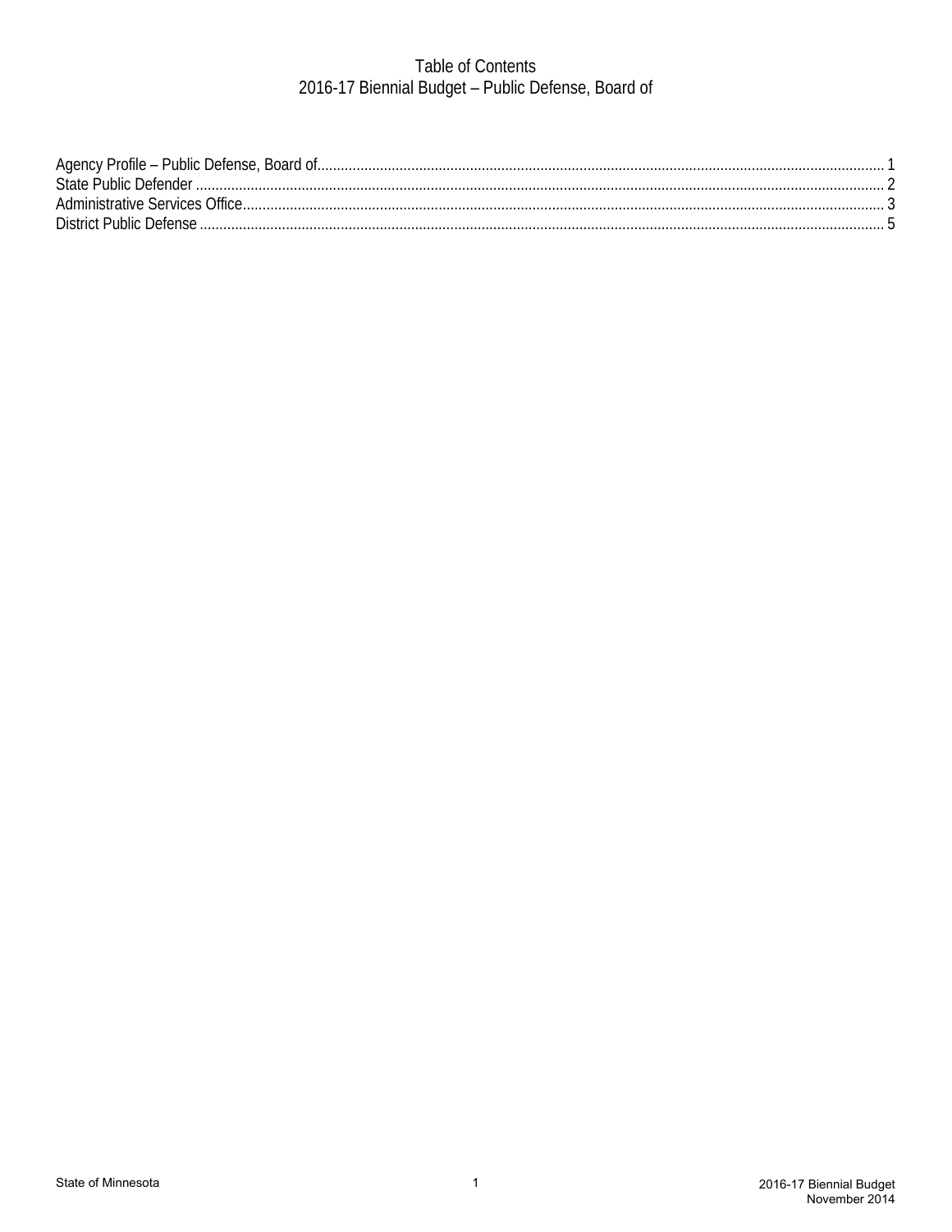# Table of Contents

## 2016-17 Biennial Budget – Public Defense, Board of

Agency Profile – Public Defense, Board of ... 1
State Public Defender ... 2
Administrative Services Office ... 3
District Public Defense ... 5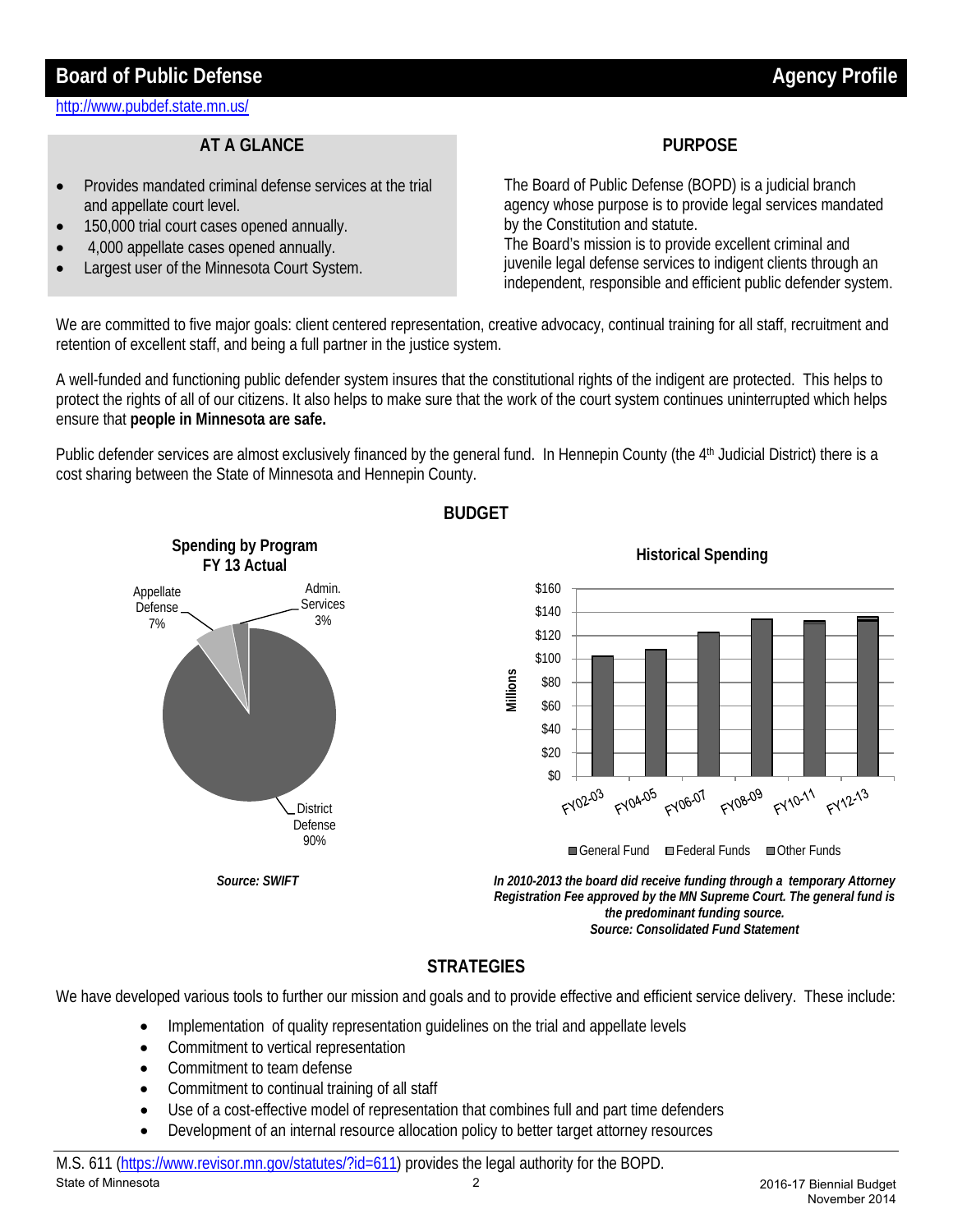# Board of Public Defense — Agency Profile

http://www.pubdef.state.mn.us/

## AT A GLANCE

- Provides mandated criminal defense services at the trial and appellate court level.
- 150,000 trial court cases opened annually.
- 4,000 appellate cases opened annually.
- Largest user of the Minnesota Court System.

## PURPOSE

The Board of Public Defense (BOPD) is a judicial branch agency whose purpose is to provide legal services mandated by the Constitution and statute.
The Board's mission is to provide excellent criminal and juvenile legal defense services to indigent clients through an independent, responsible and efficient public defender system.

We are committed to five major goals: client centered representation, creative advocacy, continual training for all staff, recruitment and retention of excellent staff, and being a full partner in the justice system.

A well-funded and functioning public defender system insures that the constitutional rights of the indigent are protected. This helps to protect the rights of all of our citizens. It also helps to make sure that the work of the court system continues uninterrupted which helps ensure that **people in Minnesota are safe.**

Public defender services are almost exclusively financed by the general fund. In Hennepin County (the 4th Judicial District) there is a cost sharing between the State of Minnesota and Hennepin County.

## BUDGET

**Spending by Program FY 13 Actual**

- District Defense 90%
- Appellate Defense 7%
- Admin. Services 3%

*Source: SWIFT*

**Historical Spending**

Millions ($0–$160); General Fund, Federal Funds, Other Funds; FY02-03, FY04-05, FY06-07, FY08-09, FY10-11, FY12-13

*In 2010-2013 the board did receive funding through a temporary Attorney Registration Fee approved by the MN Supreme Court. The general fund is the predominant funding source.*
*Source: Consolidated Fund Statement*

## STRATEGIES

We have developed various tools to further our mission and goals and to provide effective and efficient service delivery. These include:

- Implementation of quality representation guidelines on the trial and appellate levels
- Commitment to vertical representation
- Commitment to team defense
- Commitment to continual training of all staff
- Use of a cost-effective model of representation that combines full and part time defenders
- Development of an internal resource allocation policy to better target attorney resources

M.S. 611 (https://www.revisor.mn.gov/statutes/?id=611) provides the legal authority for the BOPD.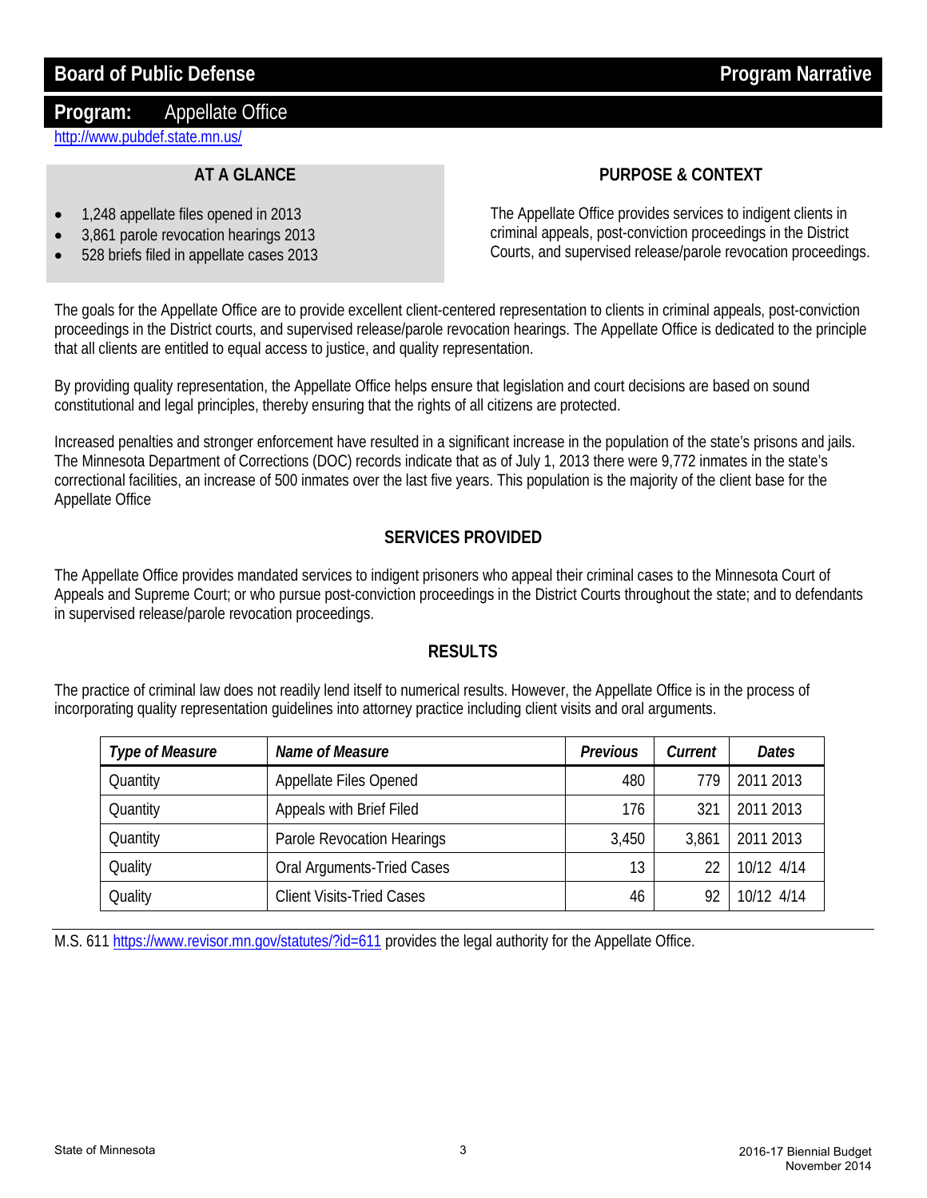# Board of Public Defense — Program Narrative

## Program: Appellate Office

http://www.pubdef.state.mn.us/

### AT A GLANCE

- 1,248 appellate files opened in 2013
- 3,861 parole revocation hearings 2013
- 528 briefs filed in appellate cases 2013

### PURPOSE & CONTEXT

The Appellate Office provides services to indigent clients in criminal appeals, post-conviction proceedings in the District Courts, and supervised release/parole revocation proceedings.

The goals for the Appellate Office are to provide excellent client-centered representation to clients in criminal appeals, post-conviction proceedings in the District courts, and supervised release/parole revocation hearings. The Appellate Office is dedicated to the principle that all clients are entitled to equal access to justice, and quality representation.

By providing quality representation, the Appellate Office helps ensure that legislation and court decisions are based on sound constitutional and legal principles, thereby ensuring that the rights of all citizens are protected.

Increased penalties and stronger enforcement have resulted in a significant increase in the population of the state's prisons and jails. The Minnesota Department of Corrections (DOC) records indicate that as of July 1, 2013 there were 9,772 inmates in the state's correctional facilities, an increase of 500 inmates over the last five years. This population is the majority of the client base for the Appellate Office

### SERVICES PROVIDED

The Appellate Office provides mandated services to indigent prisoners who appeal their criminal cases to the Minnesota Court of Appeals and Supreme Court; or who pursue post-conviction proceedings in the District Courts throughout the state; and to defendants in supervised release/parole revocation proceedings.

### RESULTS

The practice of criminal law does not readily lend itself to numerical results. However, the Appellate Office is in the process of incorporating quality representation guidelines into attorney practice including client visits and oral arguments.

| *Type of Measure* | *Name of Measure* | *Previous* | *Current* | *Dates* |
|---|---|---|---|---|
| Quantity | Appellate Files Opened | 480 | 779 | 2011 2013 |
| Quantity | Appeals with Brief Filed | 176 | 321 | 2011 2013 |
| Quantity | Parole Revocation Hearings | 3,450 | 3,861 | 2011 2013 |
| Quality | Oral Arguments-Tried Cases | 13 | 22 | 10/12 4/14 |
| Quality | Client Visits-Tried Cases | 46 | 92 | 10/12 4/14 |

M.S. 611 https://www.revisor.mn.gov/statutes/?id=611 provides the legal authority for the Appellate Office.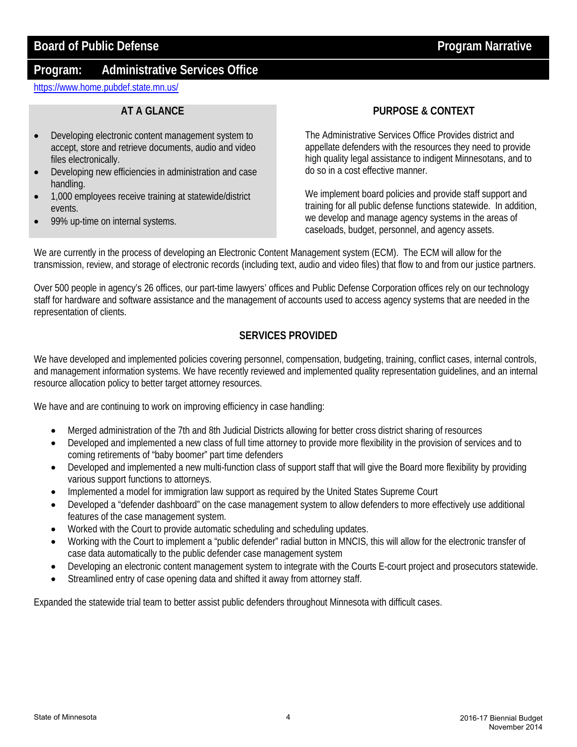# Board of Public Defense — Program Narrative

## Program: Administrative Services Office

https://www.home.pubdef.state.mn.us/

### AT A GLANCE

- Developing electronic content management system to accept, store and retrieve documents, audio and video files electronically.
- Developing new efficiencies in administration and case handling.
- 1,000 employees receive training at statewide/district events.
- 99% up-time on internal systems.

### PURPOSE & CONTEXT

The Administrative Services Office Provides district and appellate defenders with the resources they need to provide high quality legal assistance to indigent Minnesotans, and to do so in a cost effective manner.

We implement board policies and provide staff support and training for all public defense functions statewide. In addition, we develop and manage agency systems in the areas of caseloads, budget, personnel, and agency assets.

We are currently in the process of developing an Electronic Content Management system (ECM). The ECM will allow for the transmission, review, and storage of electronic records (including text, audio and video files) that flow to and from our justice partners.

Over 500 people in agency's 26 offices, our part-time lawyers' offices and Public Defense Corporation offices rely on our technology staff for hardware and software assistance and the management of accounts used to access agency systems that are needed in the representation of clients.

### SERVICES PROVIDED

We have developed and implemented policies covering personnel, compensation, budgeting, training, conflict cases, internal controls, and management information systems. We have recently reviewed and implemented quality representation guidelines, and an internal resource allocation policy to better target attorney resources.

We have and are continuing to work on improving efficiency in case handling:

- Merged administration of the 7th and 8th Judicial Districts allowing for better cross district sharing of resources
- Developed and implemented a new class of full time attorney to provide more flexibility in the provision of services and to coming retirements of "baby boomer" part time defenders
- Developed and implemented a new multi-function class of support staff that will give the Board more flexibility by providing various support functions to attorneys.
- Implemented a model for immigration law support as required by the United States Supreme Court
- Developed a "defender dashboard" on the case management system to allow defenders to more effectively use additional features of the case management system.
- Worked with the Court to provide automatic scheduling and scheduling updates.
- Working with the Court to implement a "public defender" radial button in MNCIS, this will allow for the electronic transfer of case data automatically to the public defender case management system
- Developing an electronic content management system to integrate with the Courts E-court project and prosecutors statewide.
- Streamlined entry of case opening data and shifted it away from attorney staff.

Expanded the statewide trial team to better assist public defenders throughout Minnesota with difficult cases.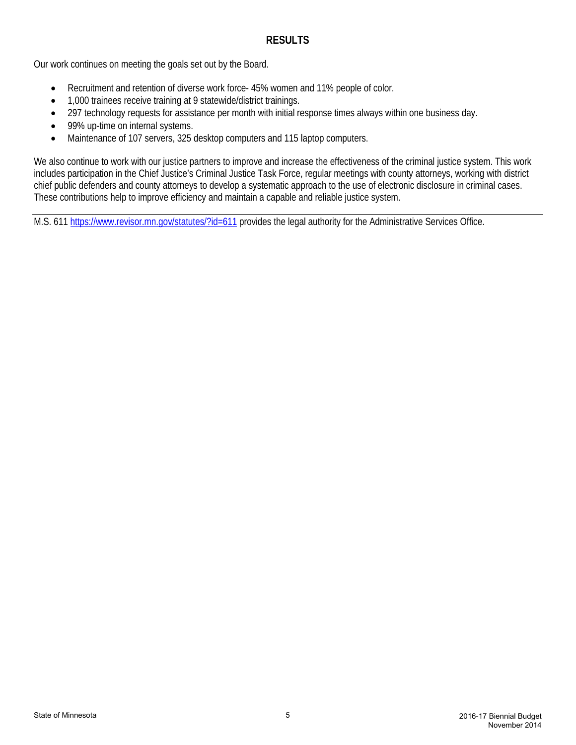## RESULTS

Our work continues on meeting the goals set out by the Board.

- Recruitment and retention of diverse work force- 45% women and 11% people of color.
- 1,000 trainees receive training at 9 statewide/district trainings.
- 297 technology requests for assistance per month with initial response times always within one business day.
- 99% up-time on internal systems.
- Maintenance of 107 servers, 325 desktop computers and 115 laptop computers.

We also continue to work with our justice partners to improve and increase the effectiveness of the criminal justice system. This work includes participation in the Chief Justice's Criminal Justice Task Force, regular meetings with county attorneys, working with district chief public defenders and county attorneys to develop a systematic approach to the use of electronic disclosure in criminal cases. These contributions help to improve efficiency and maintain a capable and reliable justice system.

---

M.S. 611 [https://www.revisor.mn.gov/statutes/?id=611](https://www.revisor.mn.gov/statutes/?id=611) provides the legal authority for the Administrative Services Office.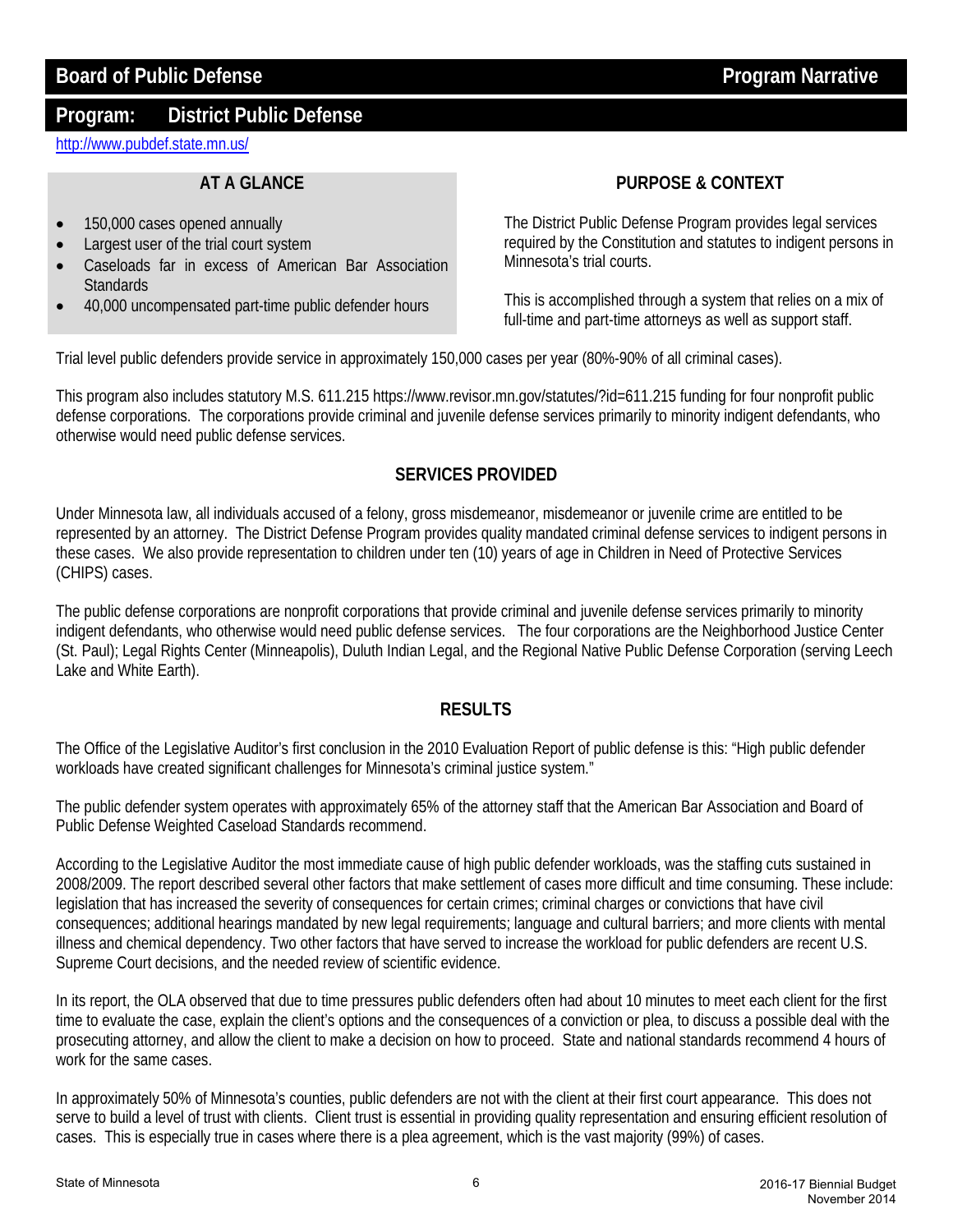## Board of Public Defense — Program Narrative

## Program: District Public Defense

http://www.pubdef.state.mn.us/

### AT A GLANCE

- 150,000 cases opened annually
- Largest user of the trial court system
- Caseloads far in excess of American Bar Association Standards
- 40,000 uncompensated part-time public defender hours

### PURPOSE & CONTEXT

The District Public Defense Program provides legal services required by the Constitution and statutes to indigent persons in Minnesota's trial courts.

This is accomplished through a system that relies on a mix of full-time and part-time attorneys as well as support staff.

Trial level public defenders provide service in approximately 150,000 cases per year (80%-90% of all criminal cases).

This program also includes statutory M.S. 611.215 https://www.revisor.mn.gov/statutes/?id=611.215 funding for four nonprofit public defense corporations. The corporations provide criminal and juvenile defense services primarily to minority indigent defendants, who otherwise would need public defense services.

### SERVICES PROVIDED

Under Minnesota law, all individuals accused of a felony, gross misdemeanor, misdemeanor or juvenile crime are entitled to be represented by an attorney. The District Defense Program provides quality mandated criminal defense services to indigent persons in these cases. We also provide representation to children under ten (10) years of age in Children in Need of Protective Services (CHIPS) cases.

The public defense corporations are nonprofit corporations that provide criminal and juvenile defense services primarily to minority indigent defendants, who otherwise would need public defense services. The four corporations are the Neighborhood Justice Center (St. Paul); Legal Rights Center (Minneapolis), Duluth Indian Legal, and the Regional Native Public Defense Corporation (serving Leech Lake and White Earth).

### RESULTS

The Office of the Legislative Auditor's first conclusion in the 2010 Evaluation Report of public defense is this: "High public defender workloads have created significant challenges for Minnesota's criminal justice system."

The public defender system operates with approximately 65% of the attorney staff that the American Bar Association and Board of Public Defense Weighted Caseload Standards recommend.

According to the Legislative Auditor the most immediate cause of high public defender workloads, was the staffing cuts sustained in 2008/2009. The report described several other factors that make settlement of cases more difficult and time consuming. These include: legislation that has increased the severity of consequences for certain crimes; criminal charges or convictions that have civil consequences; additional hearings mandated by new legal requirements; language and cultural barriers; and more clients with mental illness and chemical dependency. Two other factors that have served to increase the workload for public defenders are recent U.S. Supreme Court decisions, and the needed review of scientific evidence.

In its report, the OLA observed that due to time pressures public defenders often had about 10 minutes to meet each client for the first time to evaluate the case, explain the client's options and the consequences of a conviction or plea, to discuss a possible deal with the prosecuting attorney, and allow the client to make a decision on how to proceed. State and national standards recommend 4 hours of work for the same cases.

In approximately 50% of Minnesota's counties, public defenders are not with the client at their first court appearance. This does not serve to build a level of trust with clients. Client trust is essential in providing quality representation and ensuring efficient resolution of cases. This is especially true in cases where there is a plea agreement, which is the vast majority (99%) of cases.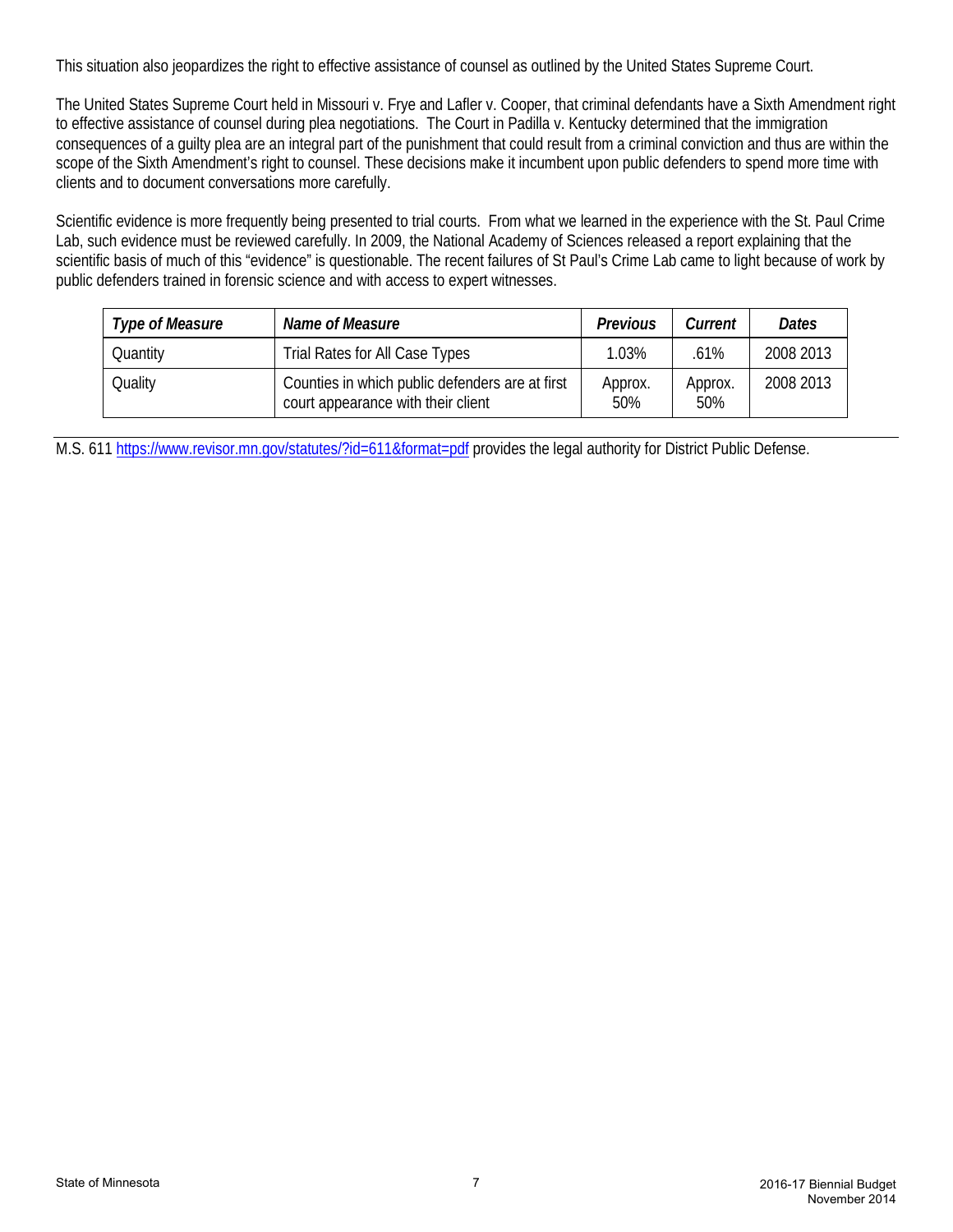This situation also jeopardizes the right to effective assistance of counsel as outlined by the United States Supreme Court.

The United States Supreme Court held in Missouri v. Frye and Lafler v. Cooper, that criminal defendants have a Sixth Amendment right to effective assistance of counsel during plea negotiations. The Court in Padilla v. Kentucky determined that the immigration consequences of a guilty plea are an integral part of the punishment that could result from a criminal conviction and thus are within the scope of the Sixth Amendment's right to counsel. These decisions make it incumbent upon public defenders to spend more time with clients and to document conversations more carefully.

Scientific evidence is more frequently being presented to trial courts. From what we learned in the experience with the St. Paul Crime Lab, such evidence must be reviewed carefully. In 2009, the National Academy of Sciences released a report explaining that the scientific basis of much of this "evidence" is questionable. The recent failures of St Paul's Crime Lab came to light because of work by public defenders trained in forensic science and with access to expert witnesses.

| *Type of Measure* | *Name of Measure* | *Previous* | *Current* | *Dates* |
|---|---|---|---|---|
| Quantity | Trial Rates for All Case Types | 1.03% | .61% | 2008 2013 |
| Quality | Counties in which public defenders are at first court appearance with their client | Approx. 50% | Approx. 50% | 2008 2013 |

M.S. 611 https://www.revisor.mn.gov/statutes/?id=611&format=pdf provides the legal authority for District Public Defense.